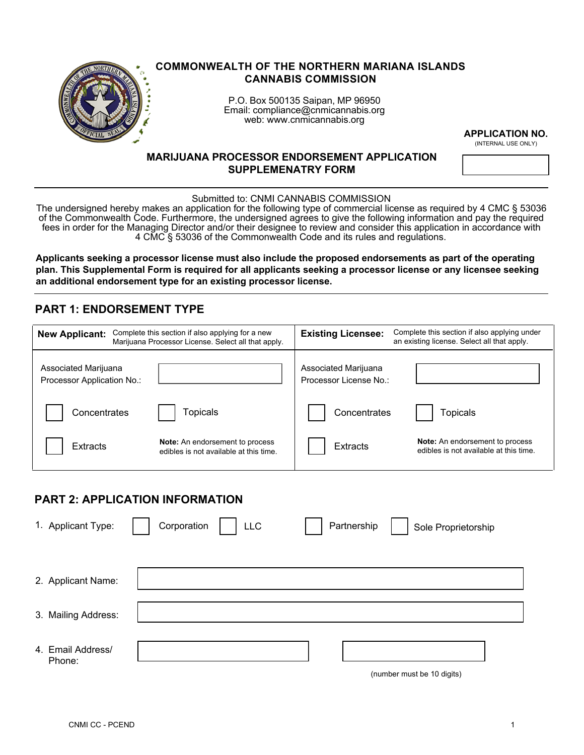# COMMONWEALTH OF THE NORTHERN MARIANA ISLANDS
# CANNABIS COMMISSION

P.O. Box 500135 Saipan, MP 96950
Email: compliance@cnmicannabis.org
web: www.cnmicannabis.org

**APPLICATION NO.**
(INTERNAL USE ONLY)

## MARIJUANA PROCESSOR ENDORSEMENT APPLICATION SUPPLEMENATRY FORM

Submitted to: CNMI CANNABIS COMMISSION

The undersigned hereby makes an application for the following type of commercial license as required by 4 CMC § 53036 of the Commonwealth Code. Furthermore, the undersigned agrees to give the following information and pay the required fees in order for the Managing Director and/or their designee to review and consider this application in accordance with 4 CMC § 53036 of the Commonwealth Code and its rules and regulations.

**Applicants seeking a processor license must also include the proposed endorsements as part of the operating plan. This Supplemental Form is required for all applicants seeking a processor license or any licensee seeking an additional endorsement type for an existing processor license.**

## PART 1: ENDORSEMENT TYPE

| **New Applicant:** Complete this section if also applying for a new Marijuana Processor License. Select all that apply. | **Existing Licensee:** Complete this section if also applying under an existing license. Select all that apply. |
|---|---|
| Associated Marijuana Processor Application No.: ______ | Associated Marijuana Processor License No.: ______ |
| ☐ Concentrates ☐ Topicals | ☐ Concentrates ☐ Topicals |
| ☐ Extracts **Note:** An endorsement to process edibles is not available at this time. | ☐ Extracts **Note:** An endorsement to process edibles is not available at this time. |

## PART 2: APPLICATION INFORMATION

1. Applicant Type: ☐ Corporation ☐ LLC ☐ Partnership ☐ Sole Proprietorship
2. Applicant Name: ______
3. Mailing Address: ______
4. Email Address/ Phone: ______ ______ (number must be 10 digits)

CNMI CC - PCEND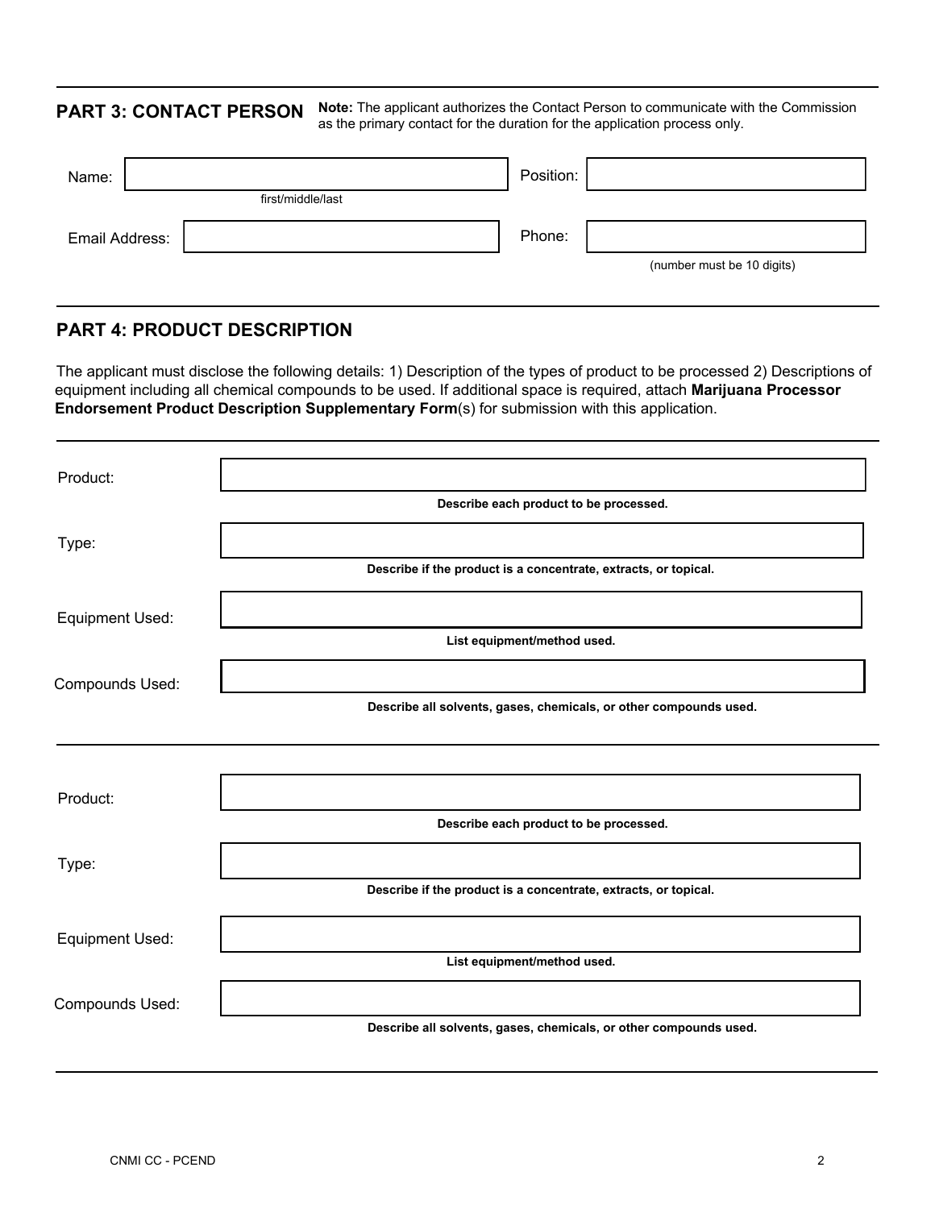## PART 3: CONTACT PERSON

**Note:** The applicant authorizes the Contact Person to communicate with the Commission as the primary contact for the duration for the application process only.

Name: ______________________ Position: ______________________
first/middle/last

Email Address: ______________________ Phone: ______________________
(number must be 10 digits)

## PART 4: PRODUCT DESCRIPTION

The applicant must disclose the following details: 1) Description of the types of product to be processed 2) Descriptions of equipment including all chemical compounds to be used. If additional space is required, attach **Marijuana Processor Endorsement Product Description Supplementary Form**(s) for submission with this application.

Product: ______________________
**Describe each product to be processed.**

Type: ______________________
**Describe if the product is a concentrate, extracts, or topical.**

Equipment Used: ______________________
**List equipment/method used.**

Compounds Used: ______________________
**Describe all solvents, gases, chemicals, or other compounds used.**

---

Product: ______________________
**Describe each product to be processed.**

Type: ______________________
**Describe if the product is a concentrate, extracts, or topical.**

Equipment Used: ______________________
**List equipment/method used.**

Compounds Used: ______________________
**Describe all solvents, gases, chemicals, or other compounds used.**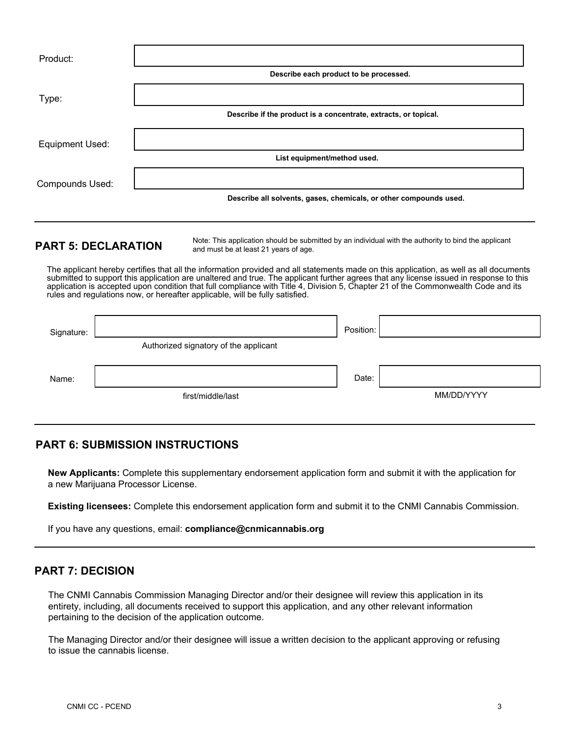Product:

**Describe each product to be processed.**

Type:

**Describe if the product is a concentrate, extracts, or topical.**

Equipment Used:

**List equipment/method used.**

Compounds Used:

**Describe all solvents, gases, chemicals, or other compounds used.**

---

## PART 5: DECLARATION

Note: This application should be submitted by an individual with the authority to bind the applicant and must be at least 21 years of age.

The applicant hereby certifies that all the information provided and all statements made on this application, as well as all documents submitted to support this application are unaltered and true. The applicant further agrees that any license issued in response to this application is accepted upon condition that full compliance with Title 4, Division 5, Chapter 21 of the Commonwealth Code and its rules and regulations now, or hereafter applicable, will be fully satisfied.

Signature: 
Authorized signatory of the applicant

Position: 

Name: 
first/middle/last

Date: 
MM/DD/YYYY

---

## PART 6: SUBMISSION INSTRUCTIONS

**New Applicants:** Complete this supplementary endorsement application form and submit it with the application for a new Marijuana Processor License.

**Existing licensees:** Complete this endorsement application form and submit it to the CNMI Cannabis Commission.

If you have any questions, email: **compliance@cnmicannabis.org**

---

## PART 7: DECISION

The CNMI Cannabis Commission Managing Director and/or their designee will review this application in its entirety, including, all documents received to support this application, and any other relevant information pertaining to the decision of the application outcome.

The Managing Director and/or their designee will issue a written decision to the applicant approving or refusing to issue the cannabis license.